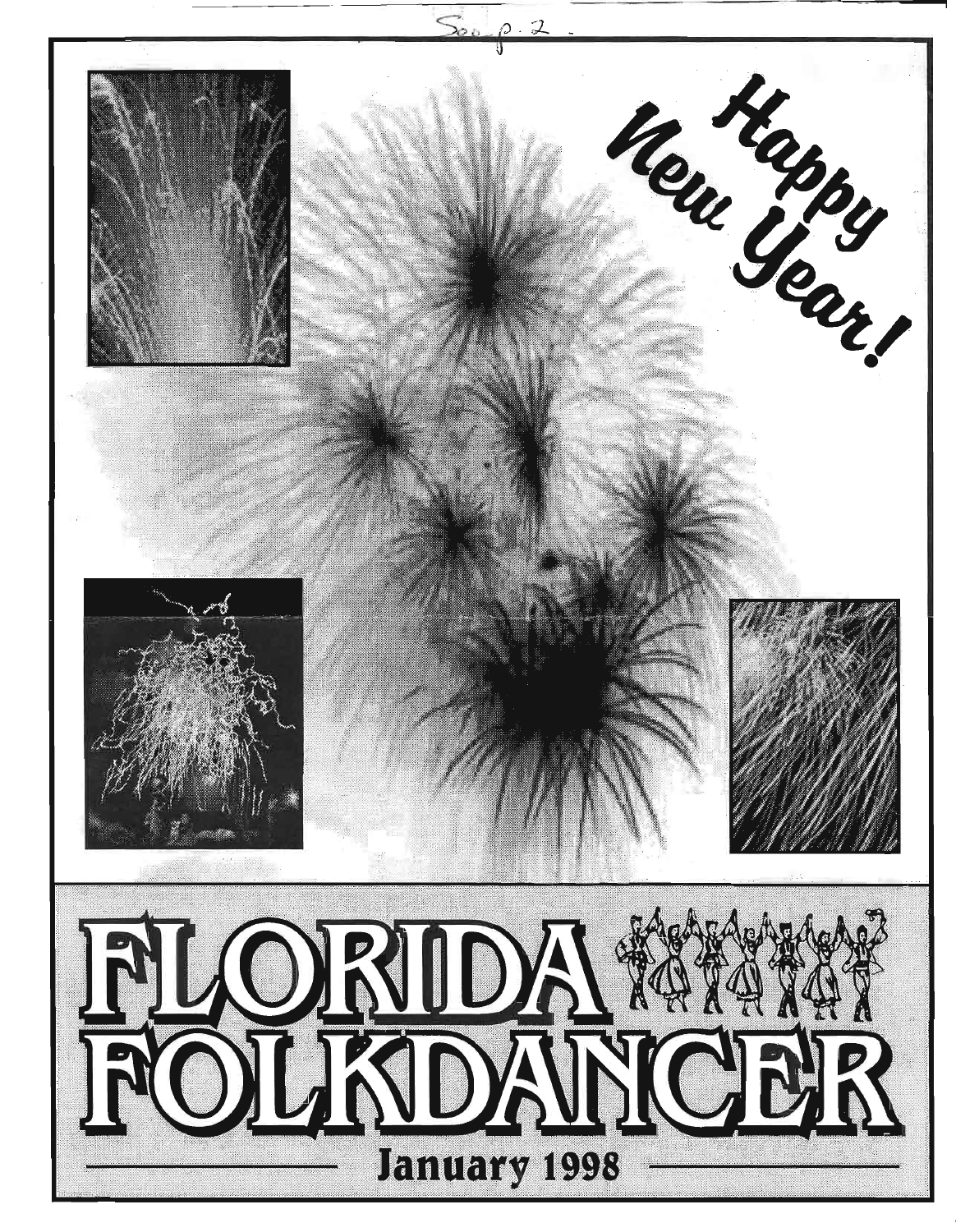See p. 2

Happy New Year!

# FLORIDA FOLKDANCER

January 1998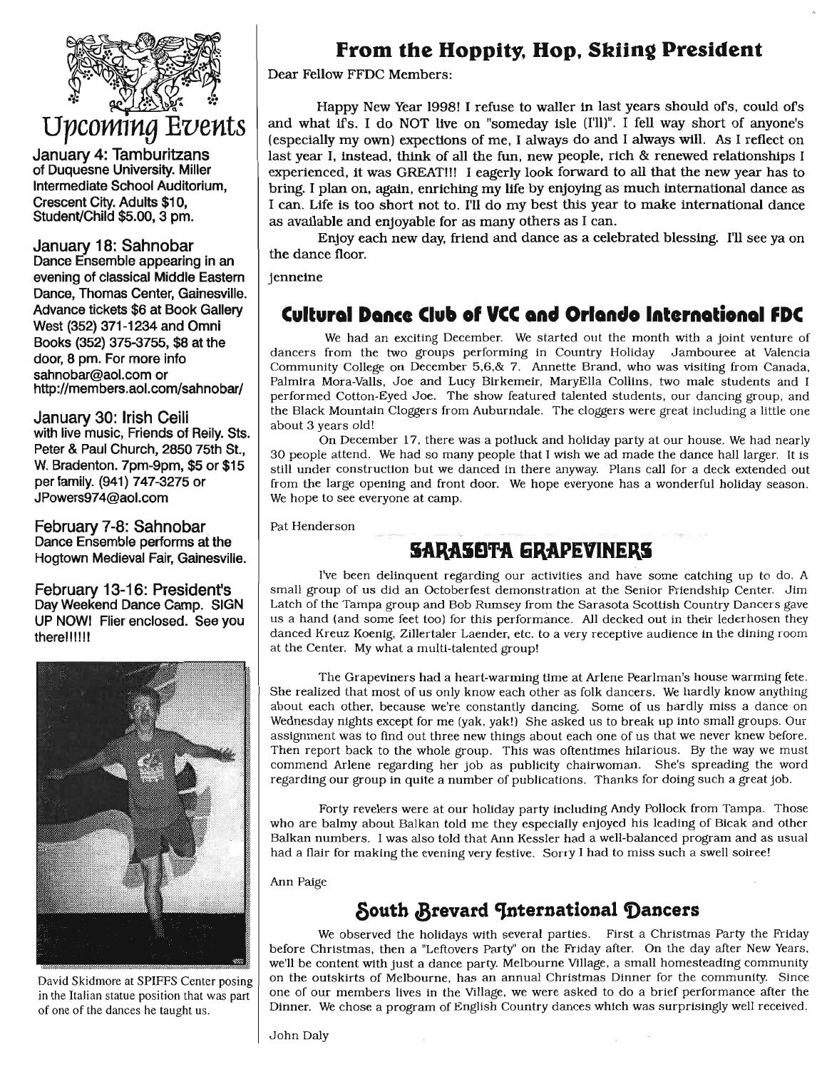# Upcoming Events

**January 4: Tamburitzans** of Duquesne University. Miller Intermediate School Auditorium, Crescent City. Adults $10, Student/Child $5.00, 3 pm.

**January 18: Sahnobar** Dance Ensemble appearing in an evening of classical Middle Eastern Dance, Thomas Center, Gainesville. Advance tickets $6 at Book Gallery West (352) 371-1234 and Omni Books (352) 375-3755, $8 at the door, 8 pm. For more info sahnobar@aol.com or http://members.aol.com/sahnobar/

**January 30: Irish Ceili** with live music, Friends of Reily. Sts. Peter & Paul Church, 2850 75th St., W. Bradenton. 7pm-9pm, $5 or $15 per family. (941) 747-3275 or JPowers974@aol.com

**February 7-8: Sahnobar** Dance Ensemble performs at the Hogtown Medieval Fair, Gainesville.

**February 13-16: President's** Day Weekend Dance Camp. SIGN UP NOW! Flier enclosed. See you there!!!!!!

David Skidmore at SPIFFS Center posing in the Italian statue position that was part of one of the dances he taught us.

## From the Hoppity, Hop, Skiing President

Dear Fellow FFDC Members:

Happy New Year 1998! I refuse to waller in last years should of's, could of's and what if's. I do NOT live on "someday isle (I'll)". I fell way short of anyone's (especially my own) expections of me, I always do and I always will. As I reflect on last year I, instead, think of all the fun, new people, rich & renewed relationships I experienced, it was GREAT!!! I eagerly look forward to all that the new year has to bring. I plan on, again, enriching my life by enjoying as much international dance as I can. Life is too short not to. I'll do my best this year to make international dance as available and enjoyable for as many others as I can.

Enjoy each new day, friend and dance as a celebrated blessing. I'll see ya on the dance floor.

jenneine

## Cultural Dance Club of VCC and Orlando International FDC

We had an exciting December. We started out the month with a joint venture of dancers from the two groups performing in Country Holiday Jambouree at Valencia Community College on December 5,6,& 7. Annette Brand, who was visiting from Canada, Palmira Mora-Valls, Joe and Lucy Birkemeir, MaryElla Collins, two male students and I performed Cotton-Eyed Joe. The show featured talented students, our dancing group, and the Black Mountain Cloggers from Auburndale. The cloggers were great including a little one about 3 years old!

On December 17, there was a potluck and holiday party at our house. We had nearly 30 people attend. We had so many people that I wish we ad made the dance hall larger. It is still under construction but we danced in there anyway. Plans call for a deck extended out from the large opening and front door. We hope everyone has a wonderful holiday season. We hope to see everyone at camp.

Pat Henderson

## SARASOTA GRAPEVINERS

I've been delinquent regarding our activities and have some catching up to do. A small group of us did an Octoberfest demonstration at the Senior Friendship Center. Jim Latch of the Tampa group and Bob Rumsey from the Sarasota Scottish Country Dancers gave us a hand (and some feet too) for this performance. All decked out in their lederhosen they danced Kreuz Koenig, Zillertaler Laender, etc. to a very receptive audience in the dining room at the Center. My what a multi-talented group!

The Grapeviners had a heart-warming time at Arlene Pearlman's house warming fete. She realized that most of us only know each other as folk dancers. We hardly know anything about each other, because we're constantly dancing. Some of us hardly miss a dance on Wednesday nights except for me (yak, yak!) She asked us to break up into small groups. Our assignment was to find out three new things about each one of us that we never knew before. Then report back to the whole group. This was oftentimes hilarious. By the way we must commend Arlene regarding her job as publicity chairwoman. She's spreading the word regarding our group in quite a number of publications. Thanks for doing such a great job.

Forty revelers were at our holiday party including Andy Pollock from Tampa. Those who are balmy about Balkan told me they especially enjoyed his leading of Bicak and other Balkan numbers. I was also told that Ann Kessler had a well-balanced program and as usual had a flair for making the evening very festive. Sorry I had to miss such a swell soiree!

Ann Paige

## South Brevard International Dancers

We observed the holidays with several parties. First a Christmas Party the Friday before Christmas, then a "Leftovers Party" on the Friday after. On the day after New Years, we'll be content with just a dance party. Melbourne Village, a small homesteading community on the outskirts of Melbourne, has an annual Christmas Dinner for the community. Since one of our members lives in the Village, we were asked to do a brief performance after the Dinner. We chose a program of English Country dances which was surprisingly well received.

John Daly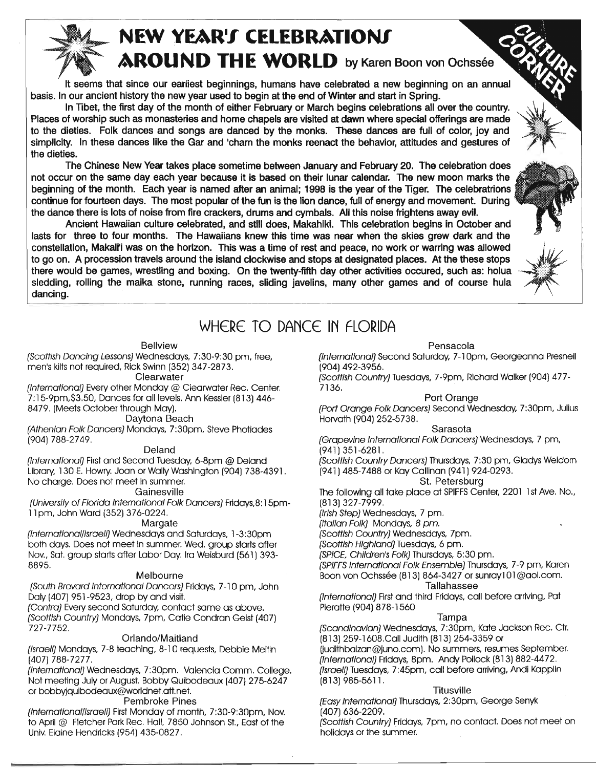# NEW YEAR'S CELEBRATIONS AROUND THE WORLD by Karen Boon von Ochssée

CULTURE CORNER

It seems that since our earliest beginnings, humans have celebrated a new beginning on an annual basis. In our ancient history the new year used to begin at the end of Winter and start in Spring.

In Tibet, the first day of the month of either February or March begins celebrations all over the country. Places of worship such as monasteries and home chapels are visited at dawn where special offerings are made to the dieties. Folk dances and songs are danced by the monks. These dances are full of color, joy and simplicity. In these dances like the Gar and 'cham the monks reenact the behavior, attitudes and gestures of the dieties.

The Chinese New Year takes place sometime between January and February 20. The celebration does not occur on the same day each year because it is based on their lunar calendar. The new moon marks the beginning of the month. Each year is named after an animal; 1998 is the year of the Tiger. The celebratrions continue for fourteen days. The most popular of the fun is the lion dance, full of energy and movement. During the dance there is lots of noise from fire crackers, drums and cymbals. All this noise frightens away evil.

Ancient Hawaiian culture celebrated, and still does, Makahiki. This celebration begins in October and lasts for three to four months. The Hawaiians knew this time was near when the skies grew dark and the constellation, Makali'i was on the horizon. This was a time of rest and peace, no work or warring was allowed to go on. A procession travels around the island clockwise and stops at designated places. At the these stops there would be games, wrestling and boxing. On the twenty-fifth day other activities occured, such as: holua sledding, rolling the maika stone, running races, sliding javelins, many other games and of course hula dancing.

## WHERE TO DANCE IN FLORIDA

**Bellview**

*(Scottish Dancing Lessons)* Wednesdays, 7:30-9:30 pm, free, men's kilts not required, Rick Swinn (352) 347-2873.

**Clearwater**

*(International)* Every other Monday @ Clearwater Rec. Center, 7:15-9pm, $3.50, Dances for all levels. Ann Kessler (813) 446-8479. (Meets October through May).

**Daytona Beach**

*(Athenian Folk Dancers)* Mondays, 7:30pm, Steve Photiades (904) 788-2749.

**Deland**

*(International)* First and Second Tuesday, 6-8pm @ Deland Library, 130 E. Howry. Joan or Wally Washington (904) 738-4391. No charge. Does not meet in summer.

**Gainesville**

*(University of Florida International Folk Dancers)* Fridays, 8:15pm-11pm, John Ward (352) 376-0224.

**Margate**

*(International/Israeli)* Wednesdays and Saturdays, 1-3:30pm both days. Does not meet in summer. Wed. group starts after Nov., Sat. group starts after Labor Day. Ira Weisburd (561) 393-8895.

**Melbourne**

*(South Brevard International Dancers)* Fridays, 7-10 pm, John Daly (407) 951-9523, drop by and visit.

*(Contra)* Every second Saturday, contact same as above.

*(Scottish Country)* Mondays, 7pm, Catie Condran Geist (407) 727-7752.

**Orlando/Maitland**

*(Israeli)* Mondays, 7-8 teaching, 8-10 requests, Debbie Meitin (407) 788-7277.

*(International)* Wednesdays, 7:30pm. Valencia Comm. College. Not meeting July or August. Bobby Quibodeaux (407) 275-6247 or bobbyjquibodeaux@worldnet.att.net.

**Pembroke Pines**

*(International/Israeli)* First Monday of month, 7:30-9:30pm, Nov. to April @ Fletcher Park Rec. Hall, 7850 Johnson St., East of the Univ. Elaine Hendricks (954) 435-0827.

**Pensacola**

*(International)* Second Saturday, 7-10pm, Georgeanna Presnell (904) 492-3956.

*(Scottish Country)* Tuesdays, 7-9pm, Richard Walker (904) 477-7136.

**Port Orange**

*(Port Orange Folk Dancers)* Second Wednesday, 7:30pm, Julius Horvath (904) 252-5738.

**Sarasota**

*(Grapevine International Folk Dancers)* Wednesdays, 7 pm, (941) 351-6281.

*(Scottish Country Dancers)* Thursdays, 7:30 pm, Gladys Weidorn (941) 485-7488 or Kay Callinan (941) 924-0293.

**St. Petersburg**

The following all take place at SPIFFS Center, 2201 1st Ave. No., (813) 327-7999.

*(Irish Step)* Wednesdays, 7 pm.

*(Italian Folk)* Mondays, 8 pm.

*(Scottish Country)* Wednesdays, 7pm.

*(Scottish Highland)* Tuesdays, 6 pm.

*(SPICE, Children's Folk)* Thursdays, 5:30 pm.

*(SPIFFS International Folk Ensemble)* Thursdays, 7-9 pm, Karen Boon von Ochssée (813) 864-3427 or sunray101@aol.com.

**Tallahassee**

*(International)* First and third Fridays, call before arriving, Pat Pieratte (904) 878-1560

**Tampa**

*(Scandinavian)* Wednesdays, 7:30pm, Kate Jackson Rec. Ctr. (813) 259-1608. Call Judith (813) 254-3359 or (judithbalzan@juno.com). No summers, resumes September.

*(International)* Fridays, 8pm. Andy Pollock (813) 882-4472.

*(Israeli)* Tuesdays, 7:45pm, call before arriving, Andi Kapplin (813) 985-5611.

**Titusville**

*(Easy International)* Thursdays, 2:30pm, George Senyk (407) 636-2209.

*(Scottish Country)* Fridays, 7pm, no contact. Does not meet on holidays or the summer.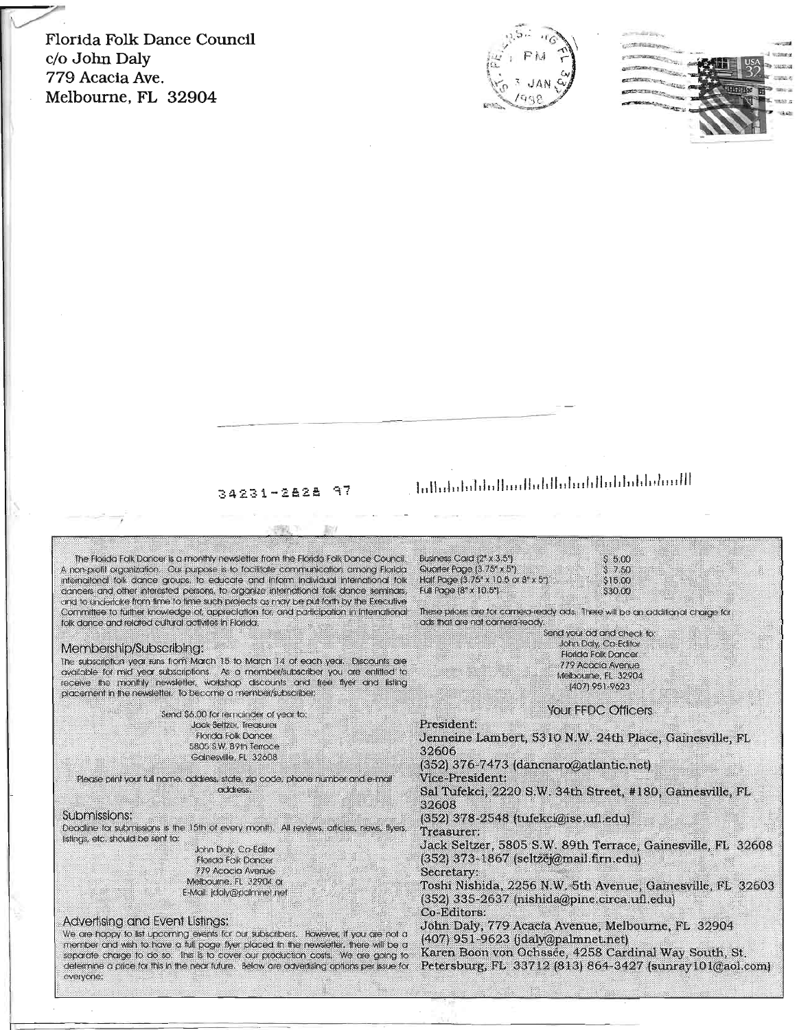Florida Folk Dance Council
c/o John Daly
779 Acacia Ave.
Melbourne, FL 32904

34231-2828 97

The Florida Folk Dancer is a monthly newsletter from the Florida Folk Dance Council, A non-profit organization. Our purpose is to facilitate communication among Florida international folk dance groups; to educate and inform individual international folk dancers and other interested persons, to organize international folk dance seminars, and to undertake from time to time such projects as may be put forth by the Executive Committee to further knowledge of, appreciation for, and participation in international folk dance and related cultural activites in Florida.

## Membership/Subscribing:

The subscription year runs from March 15 to March 14 of each year. Discounts are available for mid year subscriptions. As a member/subscriber you are entitled to receive the monthly newsletter, workshop discounts and free flyer and listing placement in the newsletter. To become a member/subscriber:

Send $6.00 for remainder of year to:
Jack Seltzer, Treasurer
Florida Folk Dancer
5805 S.W. 89th Terrace
Gainesville, FL 32608

Please print your full name, address, state, zip code, phone number and e-mail address.

## Submissions:

Deadline for submissions is the 15th of every month. All reviews, articles, news, flyers, listings, etc. should be sent to:

John Daly, Co-Editor
Florida Folk Dancer
779 Acacia Avenue
Melbourne, FL 32904 or
E-Mail: jdaly@palmnet.net

## Advertising and Event Listings:

We are happy to list upcoming events for our subscribers. However, if you are not a member and wish to have a full page flyer placed in the newsletter, there will be a separate charge to do so. This is to cover our production costs. We are going to determine a price for this in the near future. Below are advertising options per issue for everyone:

| | |
|---|---|
| Business Card (2" x 3.5") | $ 5.00 |
| Quarter Page (3.75" x 5") | $ 7.50 |
| Half Page (3.75" x 10.5 or 8" x 5") | $15.00 |
| Full Page (8" x 10.5") | $30.00 |

These prices are for camera-ready ads. There will be an additional charge for ads that are not camera-ready.

Send your ad and check to:
John Daly, Co-Editor
Florida Folk Dancer
779 Acacia Avenue
Melbourne, FL 32904
(407) 951-9623

## Your FFDC Officers

**President:**
Jenneine Lambert, 5310 N.W. 24th Place, Gainesville, FL 32606
(352) 376-7473 (dancnaro@atlantic.net)

**Vice-President:**
Sal Tufekci, 2220 S.W. 34th Street, #180, Gainesville, FL 32608
(352) 378-2548 (tufekci@ise.ufl.edu)

**Treasurer:**
Jack Seltzer, 5805 S.W. 89th Terrace, Gainesville, FL 32608
(352) 373-1867 (seltzej@mail.firn.edu)

**Secretary:**
Toshi Nishida, 2256 N.W. 5th Avenue, Gainesville, FL 32603
(352) 335-2637 (nishida@pine.circa.ufl.edu)

**Co-Editors:**
John Daly, 779 Acacia Avenue, Melbourne, FL 32904
(407) 951-9623 (jdaly@palmnet.net)
Karen Boon von Ochssee, 4258 Cardinal Way South, St. Petersburg, FL 33712 (813) 864-3427 (sunray101@aol.com)